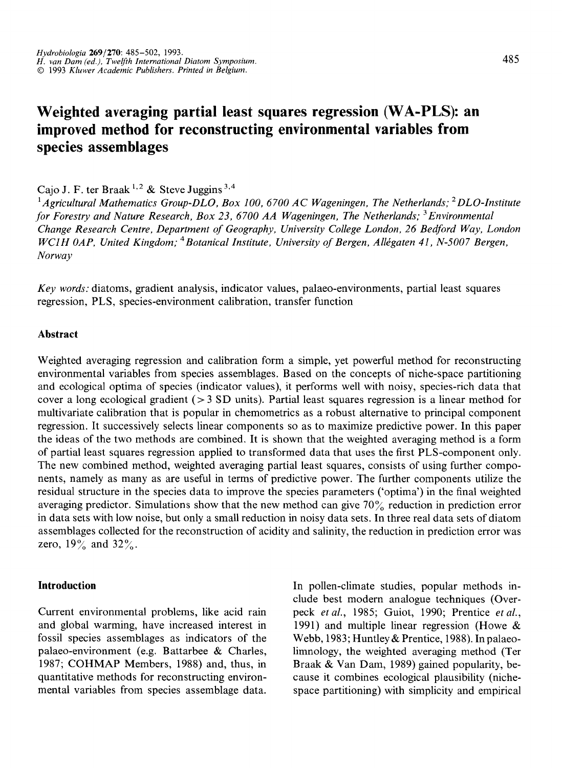# Weighted averaging partial least squares regression (WA-PLS): an improved method for reconstructing environmental variables from species assemblages

Cajo J. F. ter Braak[1,2] & Steve Juggins[3,4]

[1]*Agricultural Mathematics Group-DLO, Box 100, 6700 AC Wageningen, The Netherlands;* [2]*DLO-Institute for Forestry and Nature Research, Box 23, 6700 AA Wageningen, The Netherlands;* [3]*Environmental Change Research Centre, Department of Geography, University College London, 26 Bedford Way, London WC1H 0AP, United Kingdom;* [4]*Botanical Institute, University of Bergen, Allégaten 41, N-5007 Bergen, Norway*

*Key words:* diatoms, gradient analysis, indicator values, palaeo-environments, partial least squares regression, PLS, species-environment calibration, transfer function

## Abstract

Weighted averaging regression and calibration form a simple, yet powerful method for reconstructing environmental variables from species assemblages. Based on the concepts of niche-space partitioning and ecological optima of species (indicator values), it performs well with noisy, species-rich data that cover a long ecological gradient (> 3 SD units). Partial least squares regression is a linear method for multivariate calibration that is popular in chemometrics as a robust alternative to principal component regression. It successively selects linear components so as to maximize predictive power. In this paper the ideas of the two methods are combined. It is shown that the weighted averaging method is a form of partial least squares regression applied to transformed data that uses the first PLS-component only. The new combined method, weighted averaging partial least squares, consists of using further components, namely as many as are useful in terms of predictive power. The further components utilize the residual structure in the species data to improve the species parameters ('optima') in the final weighted averaging predictor. Simulations show that the new method can give 70% reduction in prediction error in data sets with low noise, but only a small reduction in noisy data sets. In three real data sets of diatom assemblages collected for the reconstruction of acidity and salinity, the reduction in prediction error was zero, 19% and 32%.

## Introduction

Current environmental problems, like acid rain and global warming, have increased interest in fossil species assemblages as indicators of the palaeo-environment (e.g. Battarbee & Charles, 1987; COHMAP Members, 1988) and, thus, in quantitative methods for reconstructing environmental variables from species assemblage data. In pollen-climate studies, popular methods include best modern analogue techniques (Overpeck *et al.*, 1985; Guiot, 1990; Prentice *et al.*, 1991) and multiple linear regression (Howe & Webb, 1983; Huntley & Prentice, 1988). In palaeolimnology, the weighted averaging method (Ter Braak & Van Dam, 1989) gained popularity, because it combines ecological plausibility (niche-space partitioning) with simplicity and empirical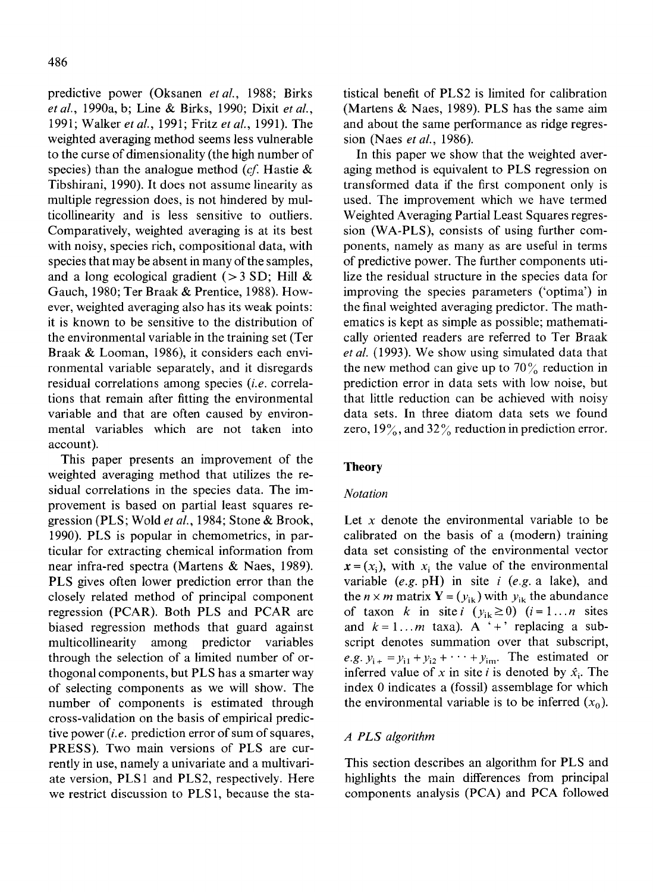predictive power (Oksanen *et al.*, 1988; Birks *et al.*, 1990a, b; Line & Birks, 1990; Dixit *et al.*, 1991; Walker *et al.*, 1991; Fritz *et al.*, 1991). The weighted averaging method seems less vulnerable to the curse of dimensionality (the high number of species) than the analogue method (*cf.* Hastie & Tibshirani, 1990). It does not assume linearity as multiple regression does, is not hindered by multicollinearity and is less sensitive to outliers. Comparatively, weighted averaging is at its best with noisy, species rich, compositional data, with species that may be absent in many of the samples, and a long ecological gradient (> 3 SD; Hill & Gauch, 1980; Ter Braak & Prentice, 1988). However, weighted averaging also has its weak points: it is known to be sensitive to the distribution of the environmental variable in the training set (Ter Braak & Looman, 1986), it considers each environmental variable separately, and it disregards residual correlations among species (*i.e.* correlations that remain after fitting the environmental variable and that are often caused by environmental variables which are not taken into account).

This paper presents an improvement of the weighted averaging method that utilizes the residual correlations in the species data. The improvement is based on partial least squares regression (PLS; Wold *et al.*, 1984; Stone & Brook, 1990). PLS is popular in chemometrics, in particular for extracting chemical information from near infra-red spectra (Martens & Naes, 1989). PLS gives often lower prediction error than the closely related method of principal component regression (PCAR). Both PLS and PCAR are biased regression methods that guard against multicollinearity among predictor variables through the selection of a limited number of orthogonal components, but PLS has a smarter way of selecting components as we will show. The number of components is estimated through cross-validation on the basis of empirical predictive power (*i.e.* prediction error of sum of squares, PRESS). Two main versions of PLS are currently in use, namely a univariate and a multivariate version, PLS1 and PLS2, respectively. Here we restrict discussion to PLS1, because the statistical benefit of PLS2 is limited for calibration (Martens & Naes, 1989). PLS has the same aim and about the same performance as ridge regression (Naes *et al.*, 1986).

In this paper we show that the weighted averaging method is equivalent to PLS regression on transformed data if the first component only is used. The improvement which we have termed Weighted Averaging Partial Least Squares regression (WA-PLS), consists of using further components, namely as many as are useful in terms of predictive power. The further components utilize the residual structure in the species data for improving the species parameters ('optima') in the final weighted averaging predictor. The mathematics is kept as simple as possible; mathematically oriented readers are referred to Ter Braak *et al.* (1993). We show using simulated data that the new method can give up to 70% reduction in prediction error in data sets with low noise, but that little reduction can be achieved with noisy data sets. In three diatom data sets we found zero, 19%, and 32% reduction in prediction error.

## Theory

### *Notation*

Let $x$ denote the environmental variable to be calibrated on the basis of a (modern) training data set consisting of the environmental vector $\boldsymbol{x} = (x_i)$, with $x_i$ the value of the environmental variable (*e.g.* pH) in site $i$ (*e.g.* a lake), and the $n \times m$ matrix $\mathbf{Y} = (y_{ik})$ with $y_{ik}$ the abundance of taxon $k$ in site $i$ ($y_{ik} \geq 0$) ($i = 1 \ldots n$ sites and $k = 1 \ldots m$ taxa). A '+' replacing a subscript denotes summation over that subscript, *e.g.* $y_{i+} = y_{i1} + y_{i2} + \cdots + y_{im}$. The estimated or inferred value of $x$ in site $i$ is denoted by $\hat{x}_i$. The index 0 indicates a (fossil) assemblage for which the environmental variable is to be inferred ($x_0$).

### *A PLS algorithm*

This section describes an algorithm for PLS and highlights the main differences from principal components analysis (PCA) and PCA followed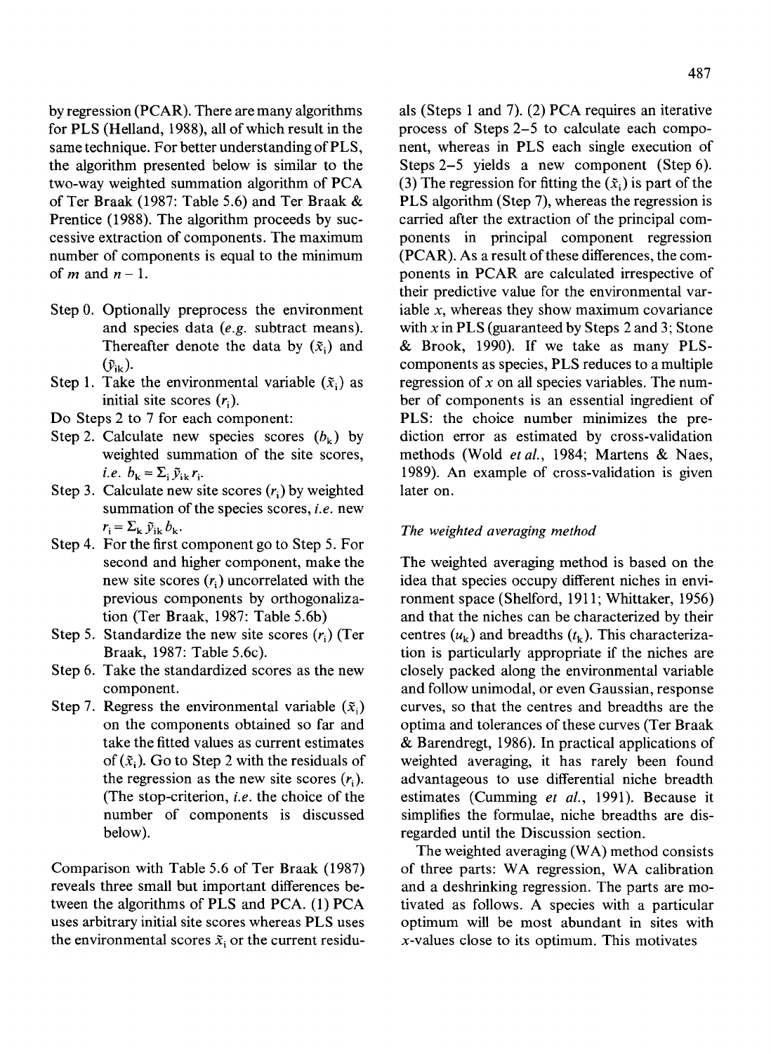by regression (PCAR). There are many algorithms for PLS (Helland, 1988), all of which result in the same technique. For better understanding of PLS, the algorithm presented below is similar to the two-way weighted summation algorithm of PCA of Ter Braak (1987: Table 5.6) and Ter Braak & Prentice (1988). The algorithm proceeds by successive extraction of components. The maximum number of components is equal to the minimum of $m$ and $n-1$.

- Step 0. Optionally preprocess the environment and species data (*e.g.* subtract means). Thereafter denote the data by ($\tilde{x}_i$) and ($\tilde{y}_{ik}$).
- Step 1. Take the environmental variable ($\tilde{x}_i$) as initial site scores ($r_i$).

Do Steps 2 to 7 for each component:

- Step 2. Calculate new species scores ($b_k$) by weighted summation of the site scores, *i.e.* $b_k = \Sigma_i \tilde{y}_{ik} r_i$.
- Step 3. Calculate new site scores ($r_i$) by weighted summation of the species scores, *i.e.* new $r_i = \Sigma_k \tilde{y}_{ik} b_k$.
- Step 4. For the first component go to Step 5. For second and higher component, make the new site scores ($r_i$) uncorrelated with the previous components by orthogonalization (Ter Braak, 1987: Table 5.6b)
- Step 5. Standardize the new site scores ($r_i$) (Ter Braak, 1987: Table 5.6c).
- Step 6. Take the standardized scores as the new component.
- Step 7. Regress the environmental variable ($\tilde{x}_i$) on the components obtained so far and take the fitted values as current estimates of ($\tilde{x}_i$). Go to Step 2 with the residuals of the regression as the new site scores ($r_i$). (The stop-criterion, *i.e.* the choice of the number of components is discussed below).

Comparison with Table 5.6 of Ter Braak (1987) reveals three small but important differences between the algorithms of PLS and PCA. (1) PCA uses arbitrary initial site scores whereas PLS uses the environmental scores $\tilde{x}_i$ or the current residuals (Steps 1 and 7). (2) PCA requires an iterative process of Steps 2–5 to calculate each component, whereas in PLS each single execution of Steps 2–5 yields a new component (Step 6). (3) The regression for fitting the ($\tilde{x}_i$) is part of the PLS algorithm (Step 7), whereas the regression is carried after the extraction of the principal components in principal component regression (PCAR). As a result of these differences, the components in PCAR are calculated irrespective of their predictive value for the environmental variable $x$, whereas they show maximum covariance with $x$ in PLS (guaranteed by Steps 2 and 3; Stone & Brook, 1990). If we take as many PLS-components as species, PLS reduces to a multiple regression of $x$ on all species variables. The number of components is an essential ingredient of PLS: the choice number minimizes the prediction error as estimated by cross-validation methods (Wold *et al.*, 1984; Martens & Naes, 1989). An example of cross-validation is given later on.

### *The weighted averaging method*

The weighted averaging method is based on the idea that species occupy different niches in environment space (Shelford, 1911; Whittaker, 1956) and that the niches can be characterized by their centres ($u_k$) and breadths ($t_k$). This characterization is particularly appropriate if the niches are closely packed along the environmental variable and follow unimodal, or even Gaussian, response curves, so that the centres and breadths are the optima and tolerances of these curves (Ter Braak & Barendregt, 1986). In practical applications of weighted averaging, it has rarely been found advantageous to use differential niche breadth estimates (Cumming *et al.*, 1991). Because it simplifies the formulae, niche breadths are disregarded until the Discussion section.

The weighted averaging (WA) method consists of three parts: WA regression, WA calibration and a deshrinking regression. The parts are motivated as follows. A species with a particular optimum will be most abundant in sites with $x$-values close to its optimum. This motivates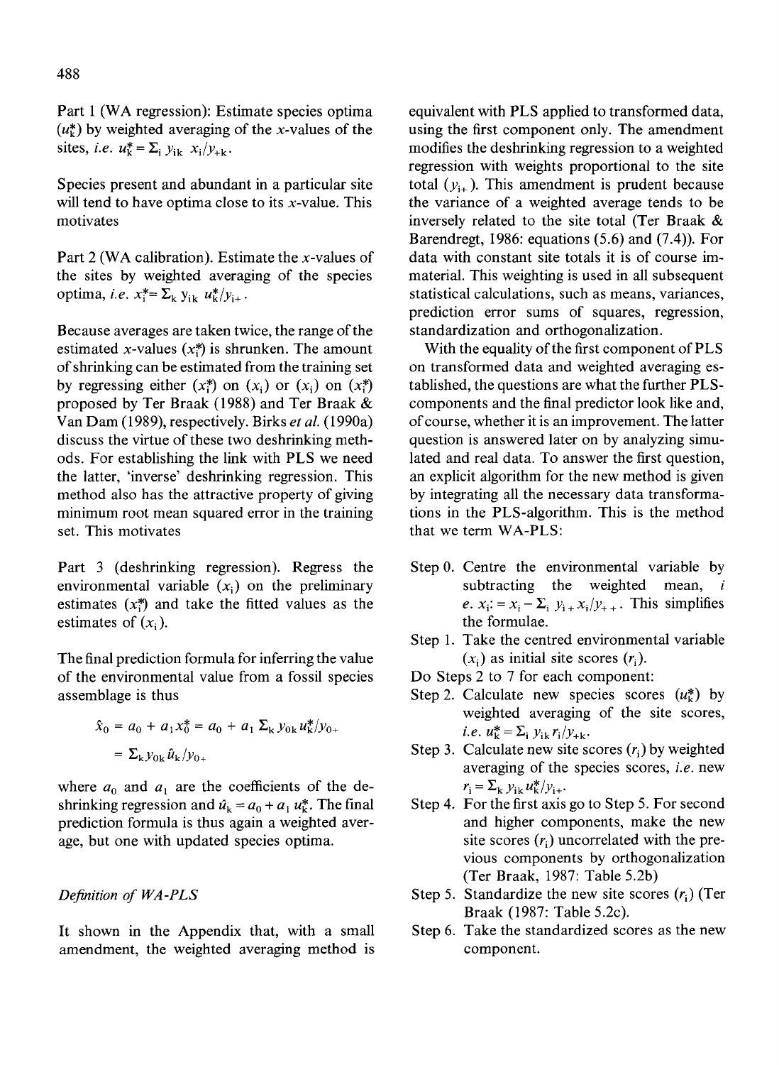Part 1 (WA regression): Estimate species optima ($u_k^*$) by weighted averaging of the $x$-values of the sites, *i.e.* $u_k^* = \Sigma_i\, y_{ik}\, x_i/y_{+k}$.

Species present and abundant in a particular site will tend to have optima close to its $x$-value. This motivates

Part 2 (WA calibration). Estimate the $x$-values of the sites by weighted averaging of the species optima, *i.e.* $x_i^* = \Sigma_k\, y_{ik}\, u_k^*/y_{i+}$.

Because averages are taken twice, the range of the estimated $x$-values ($x_i^*$) is shrunken. The amount of shrinking can be estimated from the training set by regressing either ($x_i^*$) on ($x_i$) or ($x_i$) on ($x_i^*$) proposed by Ter Braak (1988) and Ter Braak & Van Dam (1989), respectively. Birks *et al.* (1990a) discuss the virtue of these two deshrinking methods. For establishing the link with PLS we need the latter, 'inverse' deshrinking regression. This method also has the attractive property of giving minimum root mean squared error in the training set. This motivates

Part 3 (deshrinking regression). Regress the environmental variable ($x_i$) on the preliminary estimates ($x_i^*$) and take the fitted values as the estimates of ($x_i$).

The final prediction formula for inferring the value of the environmental value from a fossil species assemblage is thus

$$\hat{x}_0 = a_0 + a_1 x_0^* = a_0 + a_1\, \Sigma_k\, y_{0k}\, u_k^*/y_{0+}$$
$$= \Sigma_k y_{0k}\, \hat{u}_k / y_{0+}$$

where $a_0$ and $a_1$ are the coefficients of the deshrinking regression and $\hat{u}_k = a_0 + a_1\, u_k^*$. The final prediction formula is thus again a weighted average, but one with updated species optima.

### *Definition of WA-PLS*

It shown in the Appendix that, with a small amendment, the weighted averaging method is equivalent with PLS applied to transformed data, using the first component only. The amendment modifies the deshrinking regression to a weighted regression with weights proportional to the site total ($y_{i+}$). This amendment is prudent because the variance of a weighted average tends to be inversely related to the site total (Ter Braak & Barendregt, 1986: equations (5.6) and (7.4)). For data with constant site totals it is of course immaterial. This weighting is used in all subsequent statistical calculations, such as means, variances, prediction error sums of squares, regression, standardization and orthogonalization.

With the equality of the first component of PLS on transformed data and weighted averaging established, the questions are what the further PLS-components and the final predictor look like and, of course, whether it is an improvement. The latter question is answered later on by analyzing simulated and real data. To answer the first question, an explicit algorithm for the new method is given by integrating all the necessary data transformations in the PLS-algorithm. This is the method that we term WA-PLS:

- Step 0. Centre the environmental variable by subtracting the weighted mean, *i e.* $x_i := x_i - \Sigma_i\, y_{i+} x_i / y_{++}$. This simplifies the formulae.
- Step 1. Take the centred environmental variable ($x_i$) as initial site scores ($r_i$).

Do Steps 2 to 7 for each component:

- Step 2. Calculate new species scores ($u_k^*$) by weighted averaging of the site scores, *i.e.* $u_k^* = \Sigma_i\, y_{ik}\, r_i / y_{+k}$.
- Step 3. Calculate new site scores ($r_i$) by weighted averaging of the species scores, *i.e.* new $r_i = \Sigma_k\, y_{ik} u_k^* / y_{i+}$.
- Step 4. For the first axis go to Step 5. For second and higher components, make the new site scores ($r_i$) uncorrelated with the previous components by orthogonalization (Ter Braak, 1987: Table 5.2b)
- Step 5. Standardize the new site scores ($r_i$) (Ter Braak (1987: Table 5.2c).
- Step 6. Take the standardized scores as the new component.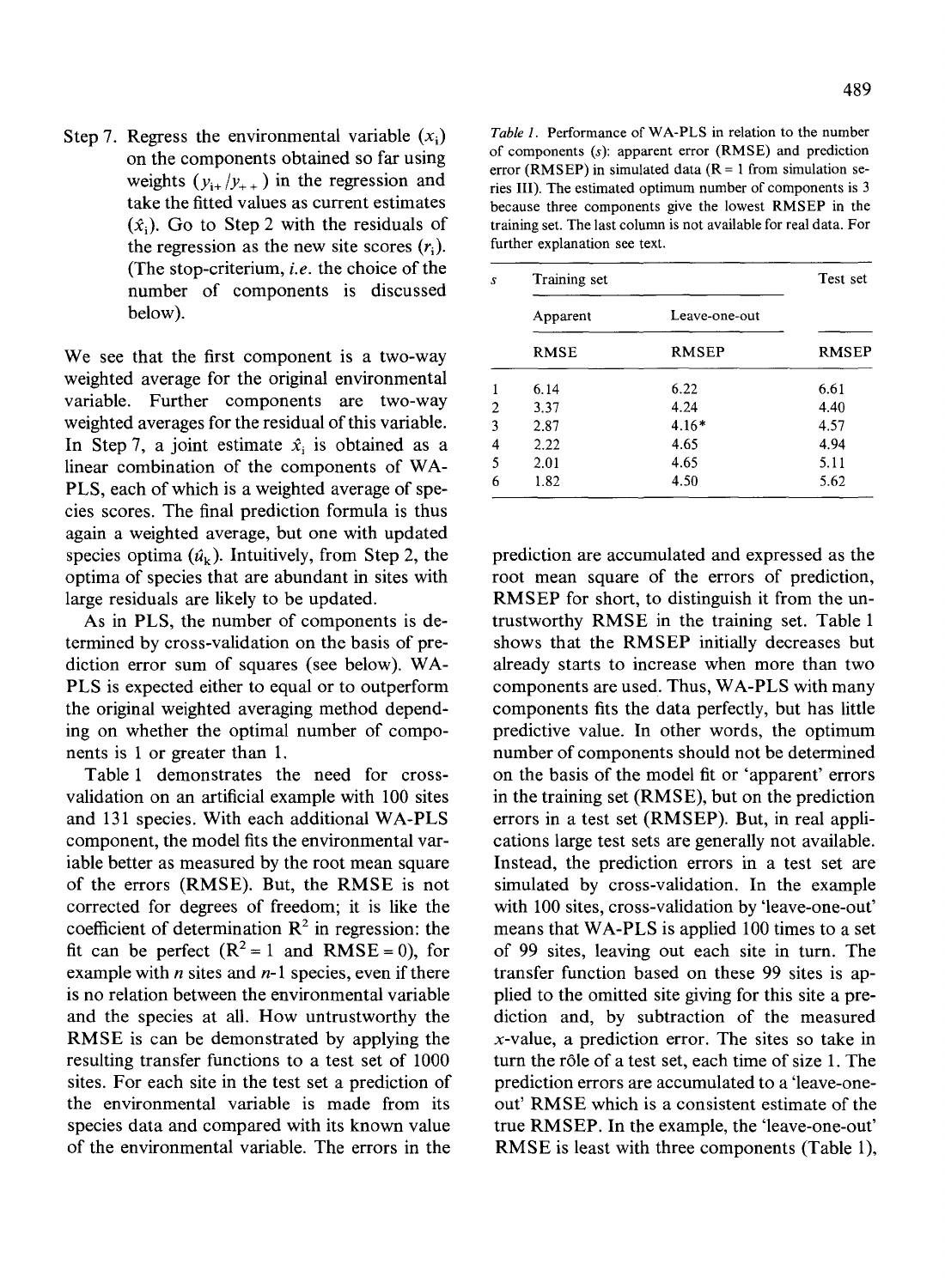Step 7. Regress the environmental variable ($x_i$) on the components obtained so far using weights ($y_{i+}/y_{++}$) in the regression and take the fitted values as current estimates ($\hat{x}_i$). Go to Step 2 with the residuals of the regression as the new site scores ($r_i$). (The stop-criterium, *i.e.* the choice of the number of components is discussed below).

We see that the first component is a two-way weighted average for the original environmental variable. Further components are two-way weighted averages for the residual of this variable. In Step 7, a joint estimate $\hat{x}_i$ is obtained as a linear combination of the components of WA-PLS, each of which is a weighted average of species scores. The final prediction formula is thus again a weighted average, but one with updated species optima ($\hat{u}_k$). Intuitively, from Step 2, the optima of species that are abundant in sites with large residuals are likely to be updated.

As in PLS, the number of components is determined by cross-validation on the basis of prediction error sum of squares (see below). WA-PLS is expected either to equal or to outperform the original weighted averaging method depending on whether the optimal number of components is 1 or greater than 1.

Table 1 demonstrates the need for cross-validation on an artificial example with 100 sites and 131 species. With each additional WA-PLS component, the model fits the environmental variable better as measured by the root mean square of the errors (RMSE). But, the RMSE is not corrected for degrees of freedom; it is like the coefficient of determination $R^2$ in regression: the fit can be perfect ($R^2 = 1$ and RMSE = 0), for example with $n$ sites and $n$-1 species, even if there is no relation between the environmental variable and the species at all. How untrustworthy the RMSE is can be demonstrated by applying the resulting transfer functions to a test set of 1000 sites. For each site in the test set a prediction of the environmental variable is made from its species data and compared with its known value of the environmental variable. The errors in the prediction are accumulated and expressed as the root mean square of the errors of prediction, RMSEP for short, to distinguish it from the untrustworthy RMSE in the training set. Table 1 shows that the RMSEP initially decreases but already starts to increase when more than two components are used. Thus, WA-PLS with many components fits the data perfectly, but has little predictive value. In other words, the optimum number of components should not be determined on the basis of the model fit or 'apparent' errors in the training set (RMSE), but on the prediction errors in a test set (RMSEP). But, in real applications large test sets are generally not available. Instead, the prediction errors in a test set are simulated by cross-validation. In the example with 100 sites, cross-validation by 'leave-one-out' means that WA-PLS is applied 100 times to a set of 99 sites, leaving out each site in turn. The transfer function based on these 99 sites is applied to the omitted site giving for this site a prediction and, by subtraction of the measured $x$-value, a prediction error. The sites so take in turn the rôle of a test set, each time of size 1. The prediction errors are accumulated to a 'leave-one-out' RMSE which is a consistent estimate of the true RMSEP. In the example, the 'leave-one-out' RMSE is least with three components (Table 1),

*Table 1.* Performance of WA-PLS in relation to the number of components ($s$): apparent error (RMSE) and prediction error (RMSEP) in simulated data (R = 1 from simulation series III). The estimated optimum number of components is 3 because three components give the lowest RMSEP in the training set. The last column is not available for real data. For further explanation see text.

| $s$ | Training set | | Test set |
|---|---|---|---|
| | Apparent | Leave-one-out | |
| | RMSE | RMSEP | RMSEP |
| 1 | 6.14 | 6.22 | 6.61 |
| 2 | 3.37 | 4.24 | 4.40 |
| 3 | 2.87 | 4.16* | 4.57 |
| 4 | 2.22 | 4.65 | 4.94 |
| 5 | 2.01 | 4.65 | 5.11 |
| 6 | 1.82 | 4.50 | 5.62 |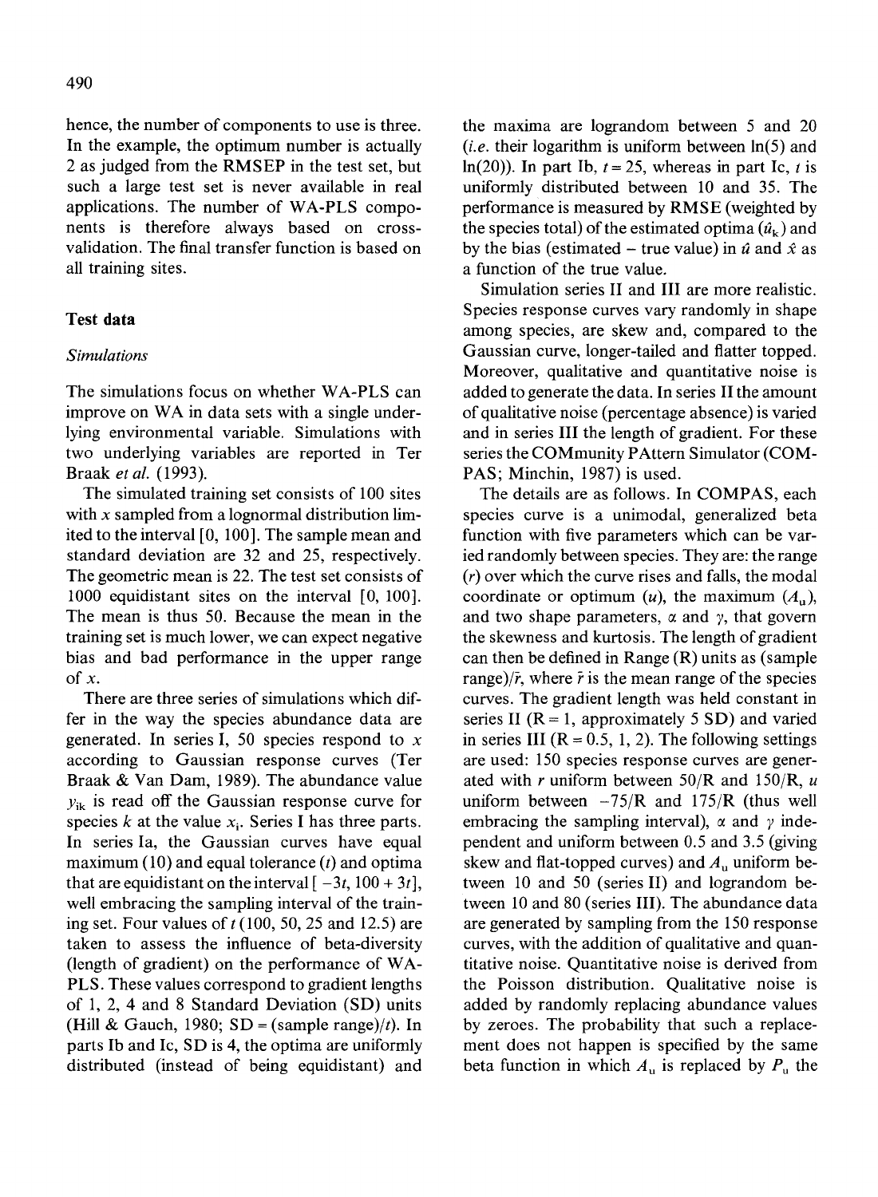hence, the number of components to use is three. In the example, the optimum number is actually 2 as judged from the RMSEP in the test set, but such a large test set is never available in real applications. The number of WA-PLS components is therefore always based on cross-validation. The final transfer function is based on all training sites.

## Test data

### *Simulations*

The simulations focus on whether WA-PLS can improve on WA in data sets with a single underlying environmental variable. Simulations with two underlying variables are reported in Ter Braak *et al.* (1993).

The simulated training set consists of 100 sites with $x$ sampled from a lognormal distribution limited to the interval [0, 100]. The sample mean and standard deviation are 32 and 25, respectively. The geometric mean is 22. The test set consists of 1000 equidistant sites on the interval [0, 100]. The mean is thus 50. Because the mean in the training set is much lower, we can expect negative bias and bad performance in the upper range of $x$.

There are three series of simulations which differ in the way the species abundance data are generated. In series I, 50 species respond to $x$ according to Gaussian response curves (Ter Braak & Van Dam, 1989). The abundance value $y_{ik}$ is read off the Gaussian response curve for species $k$ at the value $x_i$. Series I has three parts. In series Ia, the Gaussian curves have equal maximum (10) and equal tolerance ($t$) and optima that are equidistant on the interval $[-3t, 100+3t]$, well embracing the sampling interval of the training set. Four values of $t$ (100, 50, 25 and 12.5) are taken to assess the influence of beta-diversity (length of gradient) on the performance of WA-PLS. These values correspond to gradient lengths of 1, 2, 4 and 8 Standard Deviation (SD) units (Hill & Gauch, 1980; SD = (sample range)/$t$). In parts Ib and Ic, SD is 4, the optima are uniformly distributed (instead of being equidistant) and the maxima are lograndom between 5 and 20 (*i.e.* their logarithm is uniform between ln(5) and ln(20)). In part Ib, $t = 25$, whereas in part Ic, $t$ is uniformly distributed between 10 and 35. The performance is measured by RMSE (weighted by the species total) of the estimated optima ($\hat{u}_k$) and by the bias (estimated – true value) in $\hat{u}$ and $\hat{x}$ as a function of the true value.

Simulation series II and III are more realistic. Species response curves vary randomly in shape among species, are skew and, compared to the Gaussian curve, longer-tailed and flatter topped. Moreover, qualitative and quantitative noise is added to generate the data. In series II the amount of qualitative noise (percentage absence) is varied and in series III the length of gradient. For these series the COMmunity PAttern Simulator (COMPAS; Minchin, 1987) is used.

The details are as follows. In COMPAS, each species curve is a unimodal, generalized beta function with five parameters which can be varied randomly between species. They are: the range ($r$) over which the curve rises and falls, the modal coordinate or optimum ($u$), the maximum ($A_u$), and two shape parameters, $\alpha$ and $\gamma$, that govern the skewness and kurtosis. The length of gradient can then be defined in Range (R) units as (sample range)/$\bar{r}$, where $\bar{r}$ is the mean range of the species curves. The gradient length was held constant in series II (R = 1, approximately 5 SD) and varied in series III (R = 0.5, 1, 2). The following settings are used: 150 species response curves are generated with $r$ uniform between 50/R and 150/R, $u$ uniform between $-75$/R and 175/R (thus well embracing the sampling interval), $\alpha$ and $\gamma$ independent and uniform between 0.5 and 3.5 (giving skew and flat-topped curves) and $A_u$ uniform between 10 and 50 (series II) and lograndom between 10 and 80 (series III). The abundance data are generated by sampling from the 150 response curves, with the addition of qualitative and quantitative noise. Quantitative noise is derived from the Poisson distribution. Qualitative noise is added by randomly replacing abundance values by zeroes. The probability that such a replacement does not happen is specified by the same beta function in which $A_u$ is replaced by $P_u$ the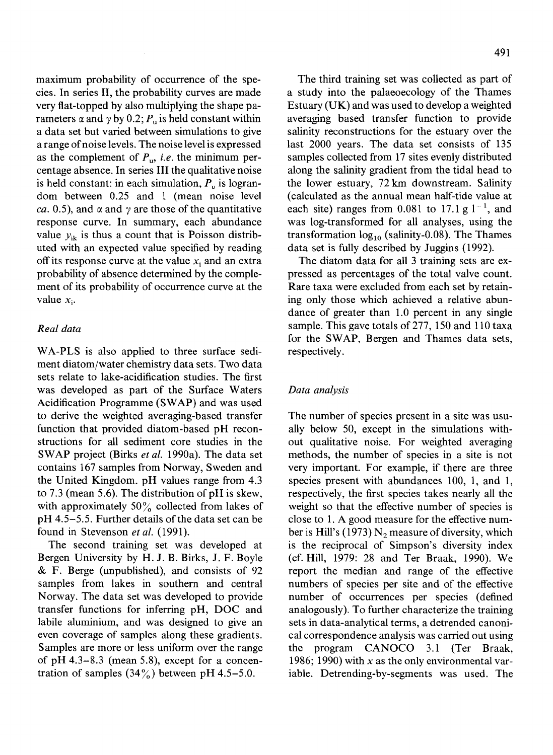maximum probability of occurrence of the species. In series II, the probability curves are made very flat-topped by also multiplying the shape parameters $\alpha$ and $\gamma$ by 0.2; $P_u$ is held constant within a data set but varied between simulations to give a range of noise levels. The noise level is expressed as the complement of $P_u$, *i.e.* the minimum percentage absence. In series III the qualitative noise is held constant: in each simulation, $P_u$ is lograndom between 0.25 and 1 (mean noise level *ca.* 0.5), and $\alpha$ and $\gamma$ are those of the quantitative response curve. In summary, each abundance value $y_{ik}$ is thus a count that is Poisson distributed with an expected value specified by reading off its response curve at the value $x_i$ and an extra probability of absence determined by the complement of its probability of occurrence curve at the value $x_i$.

### *Real data*

WA-PLS is also applied to three surface sediment diatom/water chemistry data sets. Two data sets relate to lake-acidification studies. The first was developed as part of the Surface Waters Acidification Programme (SWAP) and was used to derive the weighted averaging-based transfer function that provided diatom-based pH reconstructions for all sediment core studies in the SWAP project (Birks *et al.* 1990a). The data set contains 167 samples from Norway, Sweden and the United Kingdom. pH values range from 4.3 to 7.3 (mean 5.6). The distribution of pH is skew, with approximately 50% collected from lakes of pH 4.5–5.5. Further details of the data set can be found in Stevenson *et al.* (1991).

The second training set was developed at Bergen University by H. J. B. Birks, J. F. Boyle & F. Berge (unpublished), and consists of 92 samples from lakes in southern and central Norway. The data set was developed to provide transfer functions for inferring pH, DOC and labile aluminium, and was designed to give an even coverage of samples along these gradients. Samples are more or less uniform over the range of pH 4.3–8.3 (mean 5.8), except for a concentration of samples (34%) between pH 4.5–5.0.

The third training set was collected as part of a study into the palaeoecology of the Thames Estuary (UK) and was used to develop a weighted averaging based transfer function to provide salinity reconstructions for the estuary over the last 2000 years. The data set consists of 135 samples collected from 17 sites evenly distributed along the salinity gradient from the tidal head to the lower estuary, 72 km downstream. Salinity (calculated as the annual mean half-tide value at each site) ranges from 0.081 to 17.1 g $l^{-1}$, and was log-transformed for all analyses, using the transformation $\log_{10}$ (salinity-0.08). The Thames data set is fully described by Juggins (1992).

The diatom data for all 3 training sets are expressed as percentages of the total valve count. Rare taxa were excluded from each set by retaining only those which achieved a relative abundance of greater than 1.0 percent in any single sample. This gave totals of 277, 150 and 110 taxa for the SWAP, Bergen and Thames data sets, respectively.

### *Data analysis*

The number of species present in a site was usually below 50, except in the simulations without qualitative noise. For weighted averaging methods, the number of species in a site is not very important. For example, if there are three species present with abundances 100, 1, and 1, respectively, the first species takes nearly all the weight so that the effective number of species is close to 1. A good measure for the effective number is Hill's (1973) $N_2$ measure of diversity, which is the reciprocal of Simpson's diversity index (cf. Hill, 1979: 28 and Ter Braak, 1990). We report the median and range of the effective numbers of species per site and of the effective number of occurrences per species (defined analogously). To further characterize the training sets in data-analytical terms, a detrended canonical correspondence analysis was carried out using the program CANOCO 3.1 (Ter Braak, 1986; 1990) with $x$ as the only environmental variable. Detrending-by-segments was used. The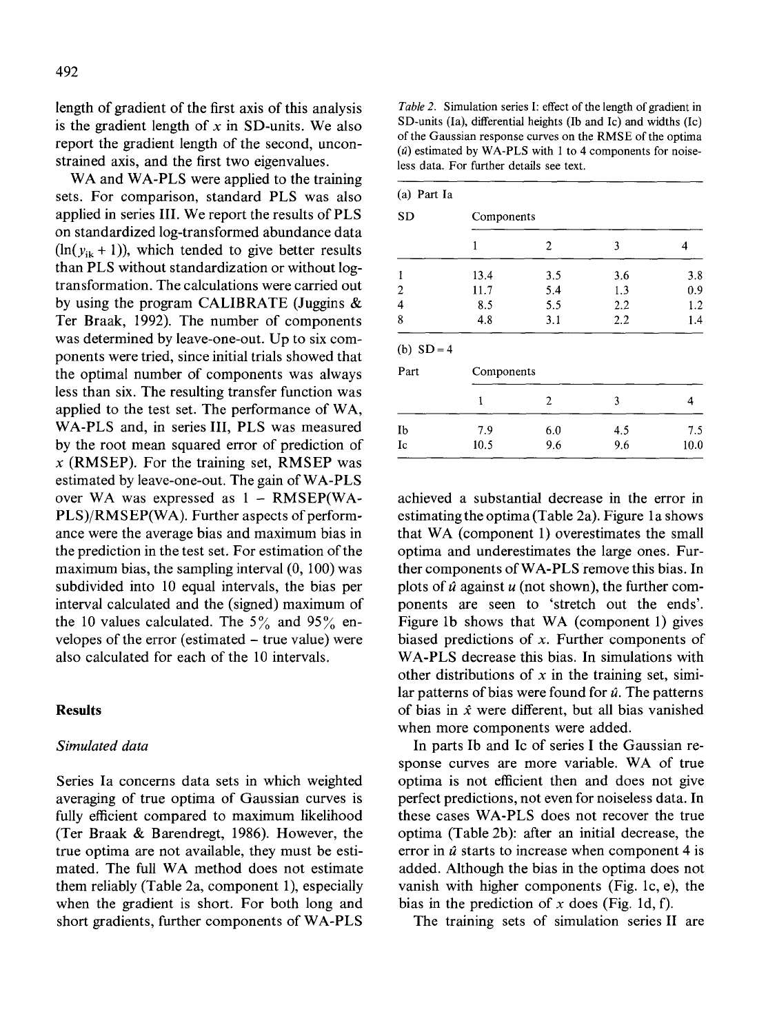length of gradient of the first axis of this analysis is the gradient length of $x$ in SD-units. We also report the gradient length of the second, unconstrained axis, and the first two eigenvalues.

WA and WA-PLS were applied to the training sets. For comparison, standard PLS was also applied in series III. We report the results of PLS on standardized log-transformed abundance data ($\ln(y_{ik} + 1)$), which tended to give better results than PLS without standardization or without log-transformation. The calculations were carried out by using the program CALIBRATE (Juggins & Ter Braak, 1992). The number of components was determined by leave-one-out. Up to six components were tried, since initial trials showed that the optimal number of components was always less than six. The resulting transfer function was applied to the test set. The performance of WA, WA-PLS and, in series III, PLS was measured by the root mean squared error of prediction of $x$ (RMSEP). For the training set, RMSEP was estimated by leave-one-out. The gain of WA-PLS over WA was expressed as 1 − RMSEP(WA-PLS)/RMSEP(WA). Further aspects of performance were the average bias and maximum bias in the prediction in the test set. For estimation of the maximum bias, the sampling interval (0, 100) was subdivided into 10 equal intervals, the bias per interval calculated and the (signed) maximum of the 10 values calculated. The 5% and 95% envelopes of the error (estimated − true value) were also calculated for each of the 10 intervals.

## Results

### *Simulated data*

Series Ia concerns data sets in which weighted averaging of true optima of Gaussian curves is fully efficient compared to maximum likelihood (Ter Braak & Barendregt, 1986). However, the true optima are not available, they must be estimated. The full WA method does not estimate them reliably (Table 2a, component 1), especially when the gradient is short. For both long and short gradients, further components of WA-PLS achieved a substantial decrease in the error in estimating the optima (Table 2a). Figure 1a shows that WA (component 1) overestimates the small optima and underestimates the large ones. Further components of WA-PLS remove this bias. In plots of $\hat{u}$ against $u$ (not shown), the further components are seen to 'stretch out the ends'. Figure 1b shows that WA (component 1) gives biased predictions of $x$. Further components of WA-PLS decrease this bias. In simulations with other distributions of $x$ in the training set, similar patterns of bias were found for $\hat{u}$. The patterns of bias in $\hat{x}$ were different, but all bias vanished when more components were added.

*Table 2.* Simulation series I: effect of the length of gradient in SD-units (Ia), differential heights (Ib and Ic) and widths (Ic) of the Gaussian response curves on the RMSE of the optima ($\hat{u}$) estimated by WA-PLS with 1 to 4 components for noiseless data. For further details see text.

(a) Part Ia

| SD | Components | | | |
|---|---|---|---|---|
| | 1 | 2 | 3 | 4 |
| 1 | 13.4 | 3.5 | 3.6 | 3.8 |
| 2 | 11.7 | 5.4 | 1.3 | 0.9 |
| 4 | 8.5 | 5.5 | 2.2 | 1.2 |
| 8 | 4.8 | 3.1 | 2.2 | 1.4 |

(b) SD = 4

| Part | Components | | | |
|---|---|---|---|---|
| | 1 | 2 | 3 | 4 |
| Ib | 7.9 | 6.0 | 4.5 | 7.5 |
| Ic | 10.5 | 9.6 | 9.6 | 10.0 |

In parts Ib and Ic of series I the Gaussian response curves are more variable. WA of true optima is not efficient then and does not give perfect predictions, not even for noiseless data. In these cases WA-PLS does not recover the true optima (Table 2b): after an initial decrease, the error in $\hat{u}$ starts to increase when component 4 is added. Although the bias in the optima does not vanish with higher components (Fig. 1c, e), the bias in the prediction of $x$ does (Fig. 1d, f).

The training sets of simulation series II are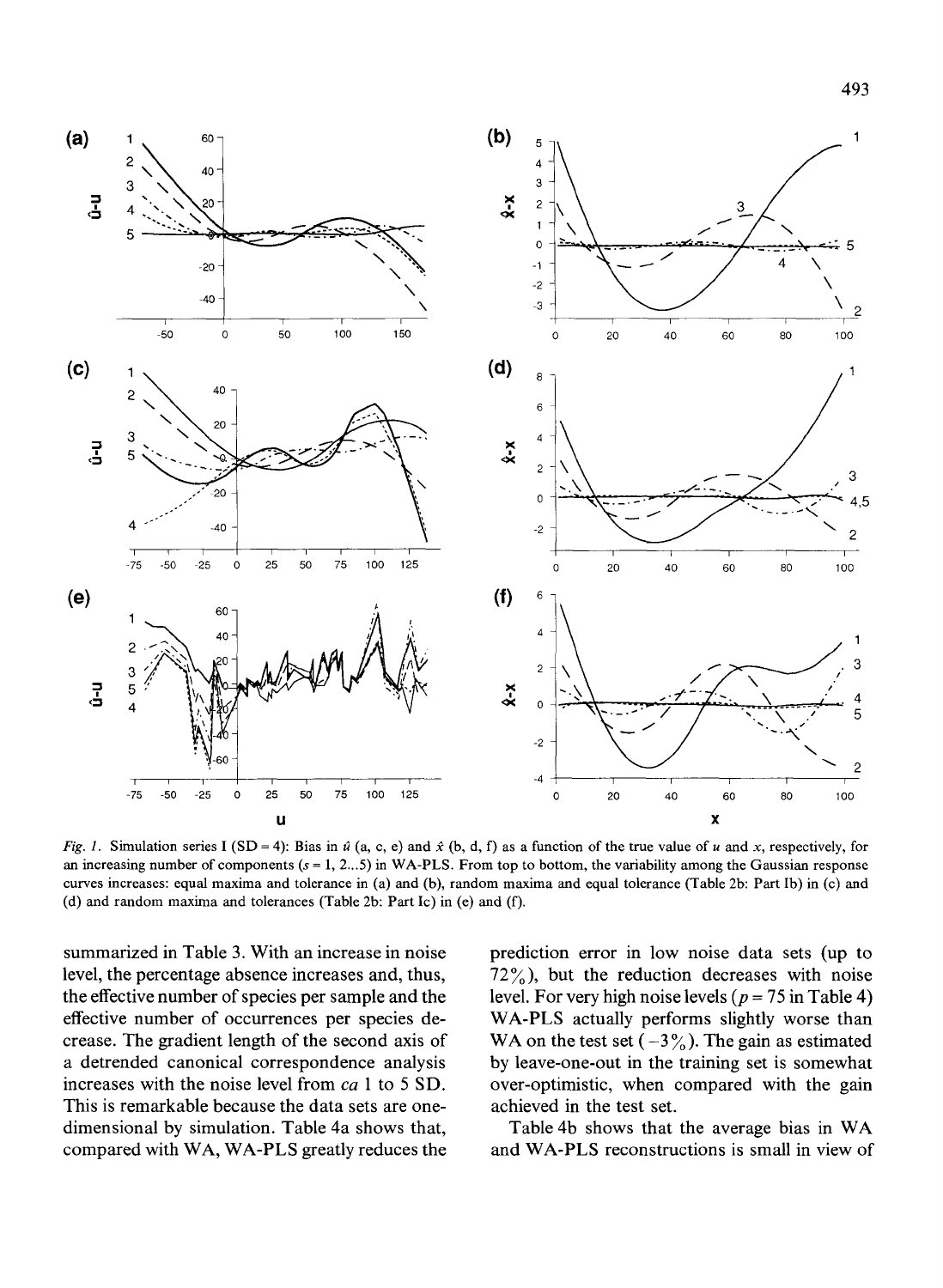*Fig. 1.* Simulation series I (SD = 4): Bias in $\hat{u}$ (a, c, e) and $\hat{x}$ (b, d, f) as a function of the true value of $u$ and $x$, respectively, for an increasing number of components ($s$ = 1, 2...5) in WA-PLS. From top to bottom, the variability among the Gaussian response curves increases: equal maxima and tolerance in (a) and (b), random maxima and equal tolerance (Table 2b: Part Ib) in (c) and (d) and random maxima and tolerances (Table 2b: Part Ic) in (e) and (f).

summarized in Table 3. With an increase in noise level, the percentage absence increases and, thus, the effective number of species per sample and the effective number of occurrences per species decrease. The gradient length of the second axis of a detrended canonical correspondence analysis increases with the noise level from *ca* 1 to 5 SD. This is remarkable because the data sets are one-dimensional by simulation. Table 4a shows that, compared with WA, WA-PLS greatly reduces the prediction error in low noise data sets (up to 72%), but the reduction decreases with noise level. For very high noise levels ($p$ = 75 in Table 4) WA-PLS actually performs slightly worse than WA on the test set (−3%). The gain as estimated by leave-one-out in the training set is somewhat over-optimistic, when compared with the gain achieved in the test set.

Table 4b shows that the average bias in WA and WA-PLS reconstructions is small in view of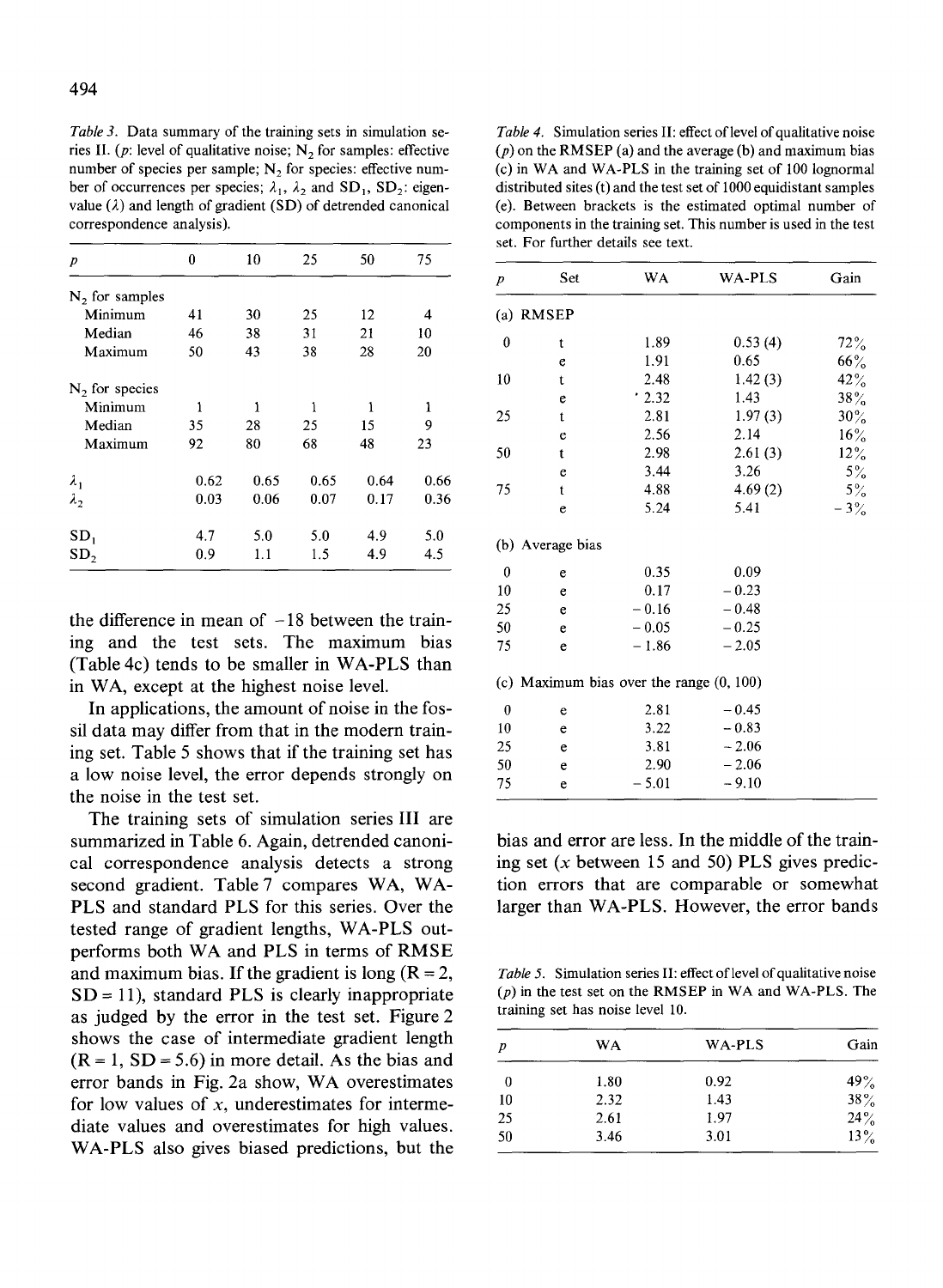*Table 3.* Data summary of the training sets in simulation series II. ($p$: level of qualitative noise; $N_2$ for samples: effective number of species per sample; $N_2$ for species: effective number of occurrences per species; $\lambda_1$, $\lambda_2$ and $SD_1$, $SD_2$: eigenvalue ($\lambda$) and length of gradient (SD) of detrended canonical correspondence analysis).

| $p$ | 0 | 10 | 25 | 50 | 75 |
|---|---|---|---|---|---|
| $N_2$ for samples | | | | | |
| Minimum | 41 | 30 | 25 | 12 | 4 |
| Median | 46 | 38 | 31 | 21 | 10 |
| Maximum | 50 | 43 | 38 | 28 | 20 |
| $N_2$ for species | | | | | |
| Minimum | 1 | 1 | 1 | 1 | 1 |
| Median | 35 | 28 | 25 | 15 | 9 |
| Maximum | 92 | 80 | 68 | 48 | 23 |
| $\lambda_1$ | 0.62 | 0.65 | 0.65 | 0.64 | 0.66 |
| $\lambda_2$ | 0.03 | 0.06 | 0.07 | 0.17 | 0.36 |
| $SD_1$ | 4.7 | 5.0 | 5.0 | 4.9 | 5.0 |
| $SD_2$ | 0.9 | 1.1 | 1.5 | 4.9 | 4.5 |

the difference in mean of −18 between the training and the test sets. The maximum bias (Table 4c) tends to be smaller in WA-PLS than in WA, except at the highest noise level.

In applications, the amount of noise in the fossil data may differ from that in the modern training set. Table 5 shows that if the training set has a low noise level, the error depends strongly on the noise in the test set.

The training sets of simulation series III are summarized in Table 6. Again, detrended canonical correspondence analysis detects a strong second gradient. Table 7 compares WA, WA-PLS and standard PLS for this series. Over the tested range of gradient lengths, WA-PLS outperforms both WA and PLS in terms of RMSE and maximum bias. If the gradient is long (R = 2, SD = 11), standard PLS is clearly inappropriate as judged by the error in the test set. Figure 2 shows the case of intermediate gradient length (R = 1, SD = 5.6) in more detail. As the bias and error bands in Fig. 2a show, WA overestimates for low values of $x$, underestimates for intermediate values and overestimates for high values. WA-PLS also gives biased predictions, but the bias and error are less. In the middle of the training set ($x$ between 15 and 50) PLS gives prediction errors that are comparable or somewhat larger than WA-PLS. However, the error bands

*Table 4.* Simulation series II: effect of level of qualitative noise ($p$) on the RMSEP (a) and the average (b) and maximum bias (c) in WA and WA-PLS in the training set of 100 lognormal distributed sites (t) and the test set of 1000 equidistant samples (e). Between brackets is the estimated optimal number of components in the training set. This number is used in the test set. For further details see text.

| $p$ | Set | WA | WA-PLS | Gain |
|---|---|---|---|---|
| (a) RMSEP | | | | |
| 0 | t | 1.89 | 0.53 (4) | 72% |
| | e | 1.91 | 0.65 | 66% |
| 10 | t | 2.48 | 1.42 (3) | 42% |
| | e | 2.32 | 1.43 | 38% |
| 25 | t | 2.81 | 1.97 (3) | 30% |
| | e | 2.56 | 2.14 | 16% |
| 50 | t | 2.98 | 2.61 (3) | 12% |
| | e | 3.44 | 3.26 | 5% |
| 75 | t | 4.88 | 4.69 (2) | 5% |
| | e | 5.24 | 5.41 | −3% |
| (b) Average bias | | | | |
| 0 | e | 0.35 | 0.09 | |
| 10 | e | 0.17 | −0.23 | |
| 25 | e | −0.16 | −0.48 | |
| 50 | e | −0.05 | −0.25 | |
| 75 | e | −1.86 | −2.05 | |
| (c) Maximum bias over the range (0, 100) | | | | |
| 0 | e | 2.81 | −0.45 | |
| 10 | e | 3.22 | −0.83 | |
| 25 | e | 3.81 | −2.06 | |
| 50 | e | 2.90 | −2.06 | |
| 75 | e | −5.01 | −9.10 | |

*Table 5.* Simulation series II: effect of level of qualitative noise ($p$) in the test set on the RMSEP in WA and WA-PLS. The training set has noise level 10.

| $p$ | WA | WA-PLS | Gain |
|---|---|---|---|
| 0 | 1.80 | 0.92 | 49% |
| 10 | 2.32 | 1.43 | 38% |
| 25 | 2.61 | 1.97 | 24% |
| 50 | 3.46 | 3.01 | 13% |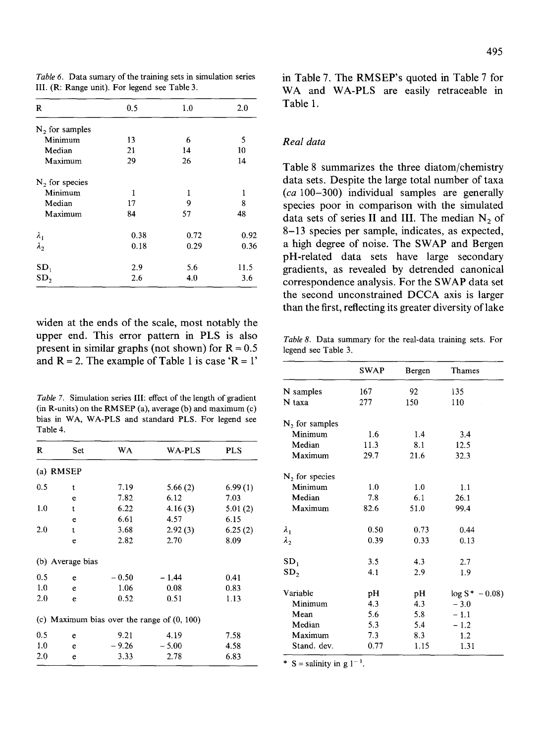*Table 6.* Data sumary of the training sets in simulation series III. (R: Range unit). For legend see Table 3.

| R | 0.5 | 1.0 | 2.0 |
|---|---|---|---|
| $N_2$ for samples | | | |
| Minimum | 13 | 6 | 5 |
| Median | 21 | 14 | 10 |
| Maximum | 29 | 26 | 14 |
| $N_2$ for species | | | |
| Minimum | 1 | 1 | 1 |
| Median | 17 | 9 | 8 |
| Maximum | 84 | 57 | 48 |
| $\lambda_1$ | 0.38 | 0.72 | 0.92 |
| $\lambda_2$ | 0.18 | 0.29 | 0.36 |
| $SD_1$ | 2.9 | 5.6 | 11.5 |
| $SD_2$ | 2.6 | 4.0 | 3.6 |

widen at the ends of the scale, most notably the upper end. This error pattern in PLS is also present in similar graphs (not shown) for R = 0.5 and R = 2. The example of Table 1 is case 'R = 1' in Table 7. The RMSEP's quoted in Table 7 for WA and WA-PLS are easily retraceable in Table 1.

*Table 7.* Simulation series III: effect of the length of gradient (in R-units) on the RMSEP (a), average (b) and maximum (c) bias in WA, WA-PLS and standard PLS. For legend see Table 4.

| R | Set | WA | WA-PLS | PLS |
|---|---|---|---|---|
| (a) RMSEP | | | | |
| 0.5 | t | 7.19 | 5.66 (2) | 6.99 (1) |
| | e | 7.82 | 6.12 | 7.03 |
| 1.0 | t | 6.22 | 4.16 (3) | 5.01 (2) |
| | e | 6.61 | 4.57 | 6.15 |
| 2.0 | t | 3.68 | 2.92 (3) | 6.25 (2) |
| | e | 2.82 | 2.70 | 8.09 |
| (b) Average bias | | | | |
| 0.5 | e | −0.50 | −1.44 | 0.41 |
| 1.0 | e | 1.06 | 0.08 | 0.83 |
| 2.0 | e | 0.52 | 0.51 | 1.13 |
| (c) Maximum bias over the range of (0, 100) | | | | |
| 0.5 | e | 9.21 | 4.19 | 7.58 |
| 1.0 | e | −9.26 | −5.00 | 4.58 |
| 2.0 | e | 3.33 | 2.78 | 6.83 |

### *Real data*

Table 8 summarizes the three diatom/chemistry data sets. Despite the large total number of taxa (*ca* 100–300) individual samples are generally species poor in comparison with the simulated data sets of series II and III. The median $N_2$ of 8–13 species per sample, indicates, as expected, a high degree of noise. The SWAP and Bergen pH-related data sets have large secondary gradients, as revealed by detrended canonical correspondence analysis. For the SWAP data set the second unconstrained DCCA axis is larger than the first, reflecting its greater diversity of lake

*Table 8.* Data summary for the real-data training sets. For legend see Table 3.

| | SWAP | Bergen | Thames |
|---|---|---|---|
| N samples | 167 | 92 | 135 |
| N taxa | 277 | 150 | 110 |
| $N_2$ for samples | | | |
| Minimum | 1.6 | 1.4 | 3.4 |
| Median | 11.3 | 8.1 | 12.5 |
| Maximum | 29.7 | 21.6 | 32.3 |
| $N_2$ for species | | | |
| Minimum | 1.0 | 1.0 | 1.1 |
| Median | 7.8 | 6.1 | 26.1 |
| Maximum | 82.6 | 51.0 | 99.4 |
| $\lambda_1$ | 0.50 | 0.73 | 0.44 |
| $\lambda_2$ | 0.39 | 0.33 | 0.13 |
| $SD_1$ | 3.5 | 4.3 | 2.7 |
| $SD_2$ | 4.1 | 2.9 | 1.9 |
| Variable | pH | pH | log S* − 0.08) |
| Minimum | 4.3 | 4.3 | −3.0 |
| Mean | 5.6 | 5.8 | −1.1 |
| Median | 5.3 | 5.4 | −1.2 |
| Maximum | 7.3 | 8.3 | 1.2 |
| Stand. dev. | 0.77 | 1.15 | 1.31 |

\* S = salinity in g $l^{-1}$.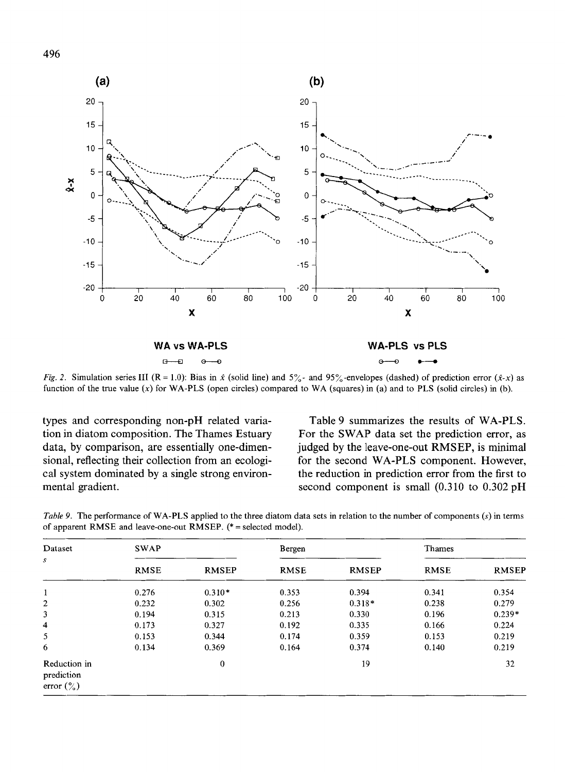*Fig. 2.* Simulation series III (R = 1.0): Bias in $\hat{x}$ (solid line) and 5%- and 95%-envelopes (dashed) of prediction error ($\hat{x}$-$x$) as function of the true value ($x$) for WA-PLS (open circles) compared to WA (squares) in (a) and to PLS (solid circles) in (b).

types and corresponding non-pH related variation in diatom composition. The Thames Estuary data, by comparison, are essentially one-dimensional, reflecting their collection from an ecological system dominated by a single strong environmental gradient.

Table 9 summarizes the results of WA-PLS. For the SWAP data set the prediction error, as judged by the leave-one-out RMSEP, is minimal for the second WA-PLS component. However, the reduction in prediction error from the first to second component is small (0.310 to 0.302 pH

*Table 9.* The performance of WA-PLS applied to the three diatom data sets in relation to the number of components ($s$) in terms of apparent RMSE and leave-one-out RMSEP. (* = selected model).

| Dataset | SWAP | | Bergen | | Thames | |
|---|---|---|---|---|---|---|
| $s$ | RMSE | RMSEP | RMSE | RMSEP | RMSE | RMSEP |
| 1 | 0.276 | 0.310* | 0.353 | 0.394 | 0.341 | 0.354 |
| 2 | 0.232 | 0.302 | 0.256 | 0.318* | 0.238 | 0.279 |
| 3 | 0.194 | 0.315 | 0.213 | 0.330 | 0.196 | 0.239* |
| 4 | 0.173 | 0.327 | 0.192 | 0.335 | 0.166 | 0.224 |
| 5 | 0.153 | 0.344 | 0.174 | 0.359 | 0.153 | 0.219 |
| 6 | 0.134 | 0.369 | 0.164 | 0.374 | 0.140 | 0.219 |
| Reduction in prediction error (%) | | 0 | | 19 | | 32 |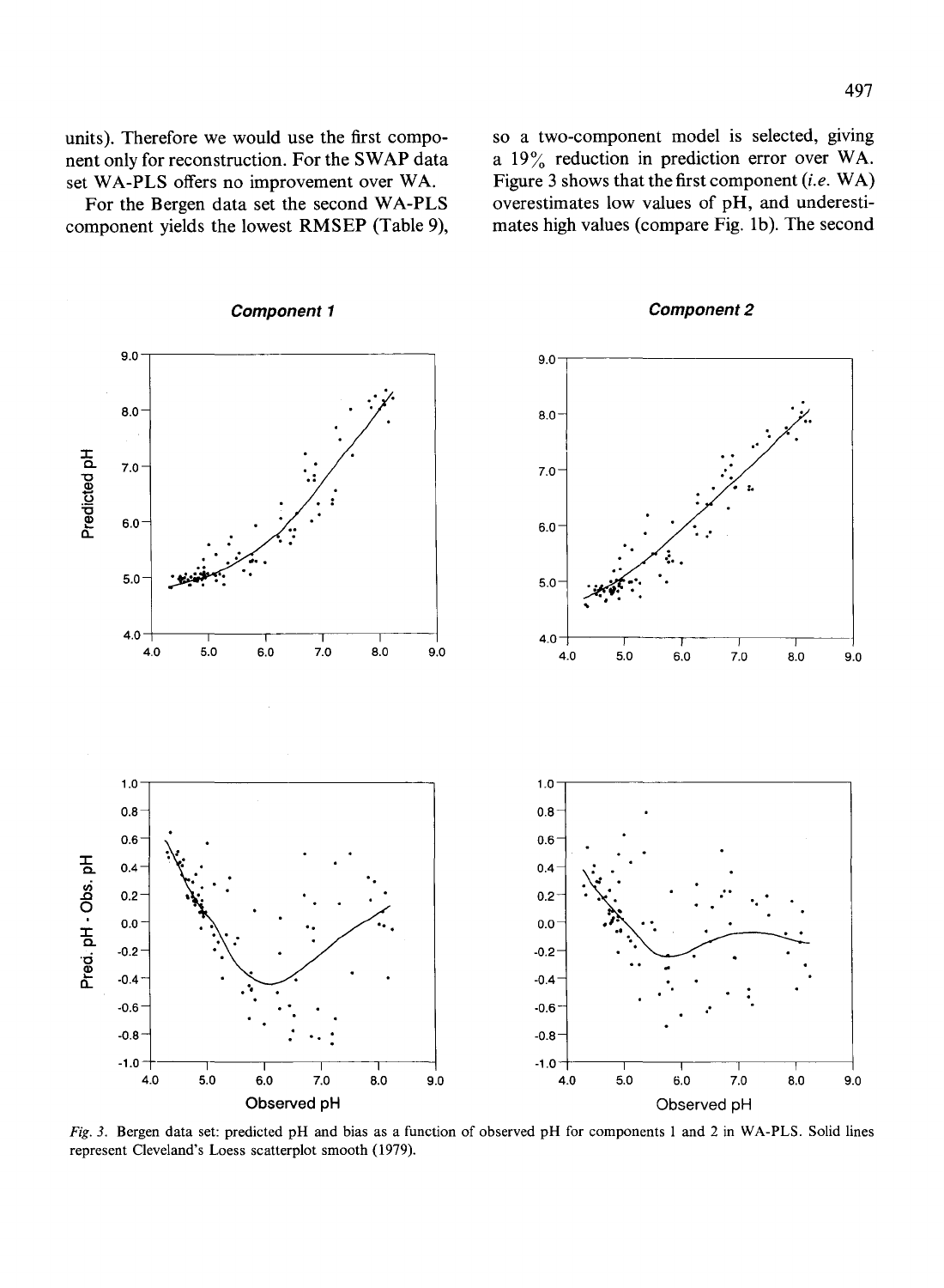units). Therefore we would use the first component only for reconstruction. For the SWAP data set WA-PLS offers no improvement over WA.

For the Bergen data set the second WA-PLS component yields the lowest RMSEP (Table 9), so a two-component model is selected, giving a 19% reduction in prediction error over WA. Figure 3 shows that the first component (*i.e.* WA) overestimates low values of pH, and underestimates high values (compare Fig. 1b). The second

*Fig. 3.* Bergen data set: predicted pH and bias as a function of observed pH for components 1 and 2 in WA-PLS. Solid lines represent Cleveland's Loess scatterplot smooth (1979).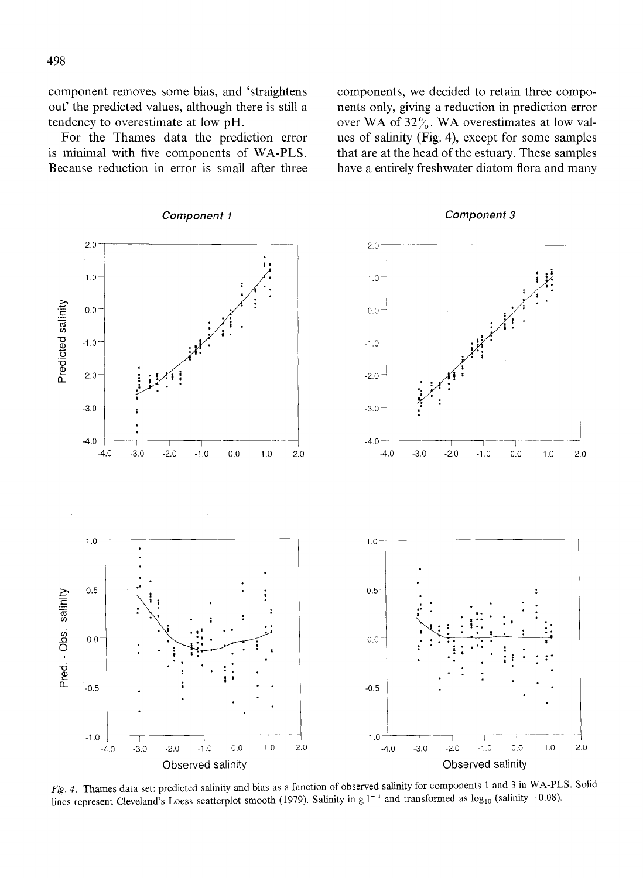component removes some bias, and 'straightens out' the predicted values, although there is still a tendency to overestimate at low pH.

For the Thames data the prediction error is minimal with five components of WA-PLS. Because reduction in error is small after three components, we decided to retain three components only, giving a reduction in prediction error over WA of 32%. WA overestimates at low values of salinity (Fig. 4), except for some samples that are at the head of the estuary. These samples have a entirely freshwater diatom flora and many

*Fig. 4.* Thames data set: predicted salinity and bias as a function of observed salinity for components 1 and 3 in WA-PLS. Solid lines represent Cleveland's Loess scatterplot smooth (1979). Salinity in g $l^{-1}$ and transformed as $\log_{10}$ (salinity − 0.08).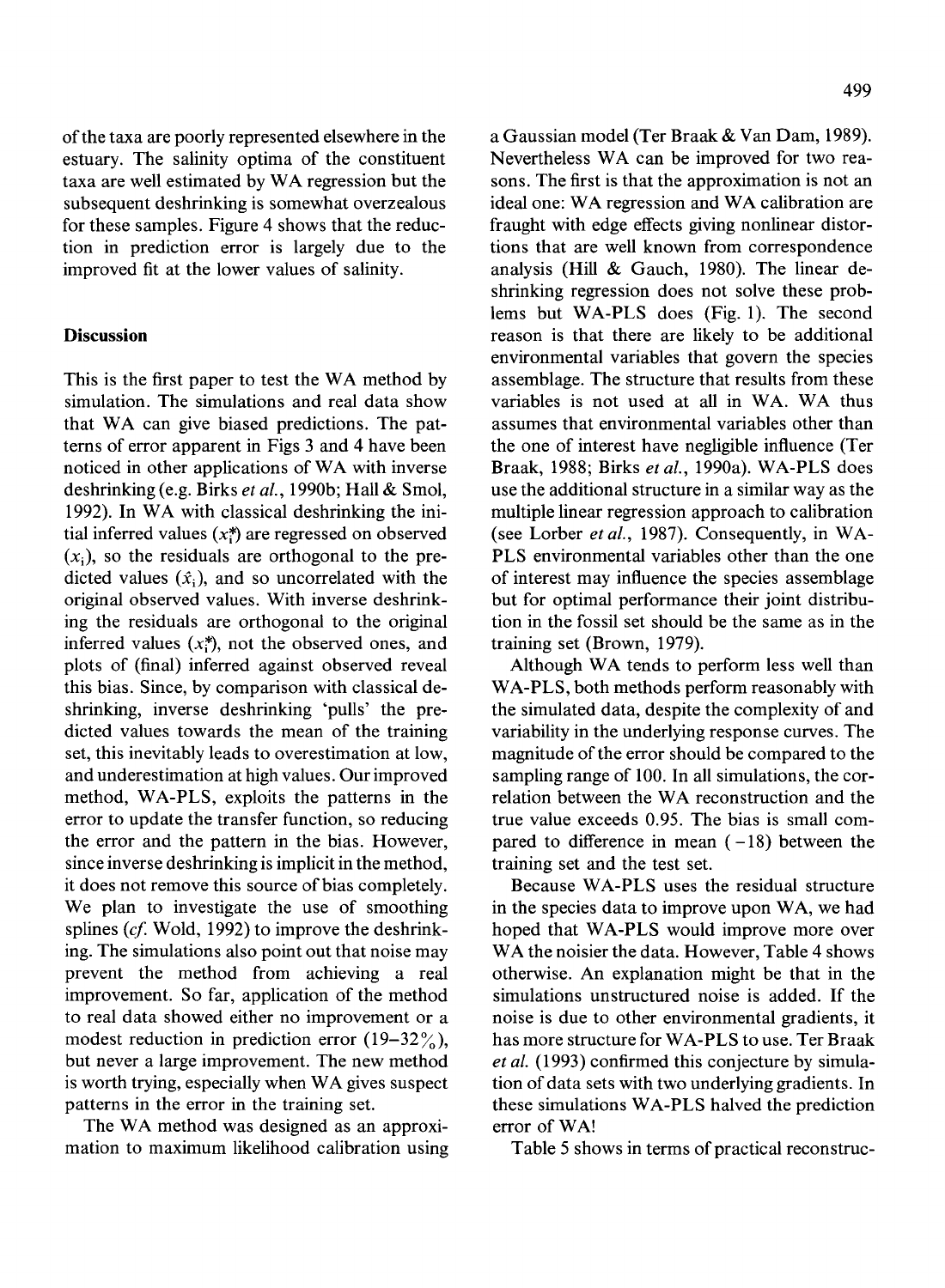of the taxa are poorly represented elsewhere in the estuary. The salinity optima of the constituent taxa are well estimated by WA regression but the subsequent deshrinking is somewhat overzealous for these samples. Figure 4 shows that the reduction in prediction error is largely due to the improved fit at the lower values of salinity.

## Discussion

This is the first paper to test the WA method by simulation. The simulations and real data show that WA can give biased predictions. The patterns of error apparent in Figs 3 and 4 have been noticed in other applications of WA with inverse deshrinking (e.g. Birks *et al.*, 1990b; Hall & Smol, 1992). In WA with classical deshrinking the initial inferred values ($x_i^*$) are regressed on observed ($x_i$), so the residuals are orthogonal to the predicted values ($\hat{x}_i$), and so uncorrelated with the original observed values. With inverse deshrinking the residuals are orthogonal to the original inferred values ($x_i^*$), not the observed ones, and plots of (final) inferred against observed reveal this bias. Since, by comparison with classical deshrinking, inverse deshrinking 'pulls' the predicted values towards the mean of the training set, this inevitably leads to overestimation at low, and underestimation at high values. Our improved method, WA-PLS, exploits the patterns in the error to update the transfer function, so reducing the error and the pattern in the bias. However, since inverse deshrinking is implicit in the method, it does not remove this source of bias completely. We plan to investigate the use of smoothing splines (*cf.* Wold, 1992) to improve the deshrinking. The simulations also point out that noise may prevent the method from achieving a real improvement. So far, application of the method to real data showed either no improvement or a modest reduction in prediction error (19–32%), but never a large improvement. The new method is worth trying, especially when WA gives suspect patterns in the error in the training set.

The WA method was designed as an approximation to maximum likelihood calibration using a Gaussian model (Ter Braak & Van Dam, 1989). Nevertheless WA can be improved for two reasons. The first is that the approximation is not an ideal one: WA regression and WA calibration are fraught with edge effects giving nonlinear distortions that are well known from correspondence analysis (Hill & Gauch, 1980). The linear deshrinking regression does not solve these problems but WA-PLS does (Fig. 1). The second reason is that there are likely to be additional environmental variables that govern the species assemblage. The structure that results from these variables is not used at all in WA. WA thus assumes that environmental variables other than the one of interest have negligible influence (Ter Braak, 1988; Birks *et al.*, 1990a). WA-PLS does use the additional structure in a similar way as the multiple linear regression approach to calibration (see Lorber *et al.*, 1987). Consequently, in WA-PLS environmental variables other than the one of interest may influence the species assemblage but for optimal performance their joint distribution in the fossil set should be the same as in the training set (Brown, 1979).

Although WA tends to perform less well than WA-PLS, both methods perform reasonably with the simulated data, despite the complexity of and variability in the underlying response curves. The magnitude of the error should be compared to the sampling range of 100. In all simulations, the correlation between the WA reconstruction and the true value exceeds 0.95. The bias is small compared to difference in mean ($-18$) between the training set and the test set.

Because WA-PLS uses the residual structure in the species data to improve upon WA, we had hoped that WA-PLS would improve more over WA the noisier the data. However, Table 4 shows otherwise. An explanation might be that in the simulations unstructured noise is added. If the noise is due to other environmental gradients, it has more structure for WA-PLS to use. Ter Braak *et al.* (1993) confirmed this conjecture by simulation of data sets with two underlying gradients. In these simulations WA-PLS halved the prediction error of WA!

Table 5 shows in terms of practical reconstruc-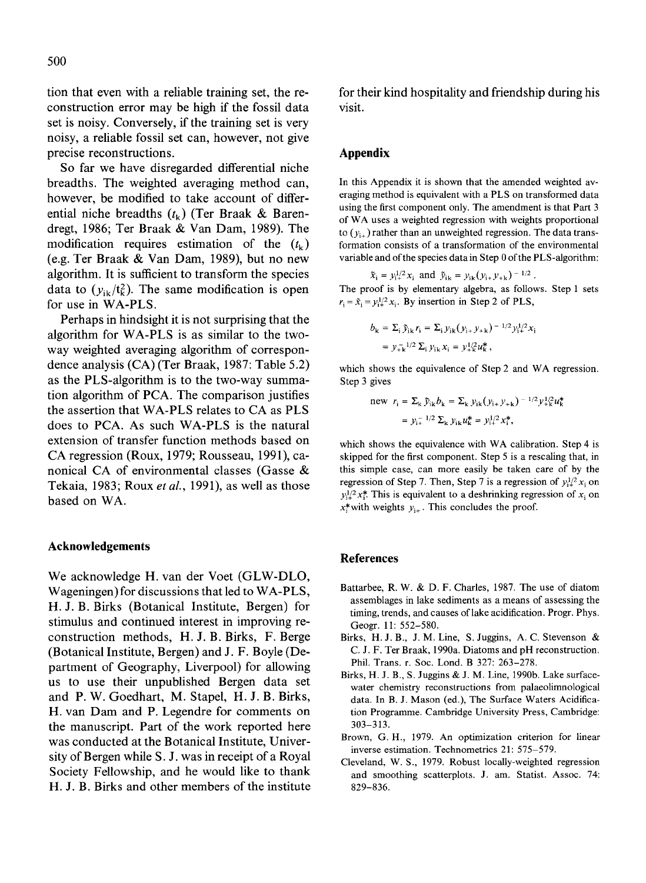tion that even with a reliable training set, the reconstruction error may be high if the fossil data set is noisy. Conversely, if the training set is very noisy, a reliable fossil set can, however, not give precise reconstructions.

So far we have disregarded differential niche breadths. The weighted averaging method can, however, be modified to take account of differential niche breadths ($t_k$) (Ter Braak & Barendregt, 1986; Ter Braak & Van Dam, 1989). The modification requires estimation of the ($t_k$) (e.g. Ter Braak & Van Dam, 1989), but no new algorithm. It is sufficient to transform the species data to ($y_{ik}/t_k^2$). The same modification is open for use in WA-PLS.

Perhaps in hindsight it is not surprising that the algorithm for WA-PLS is as similar to the two-way weighted averaging algorithm of correspondence analysis (CA) (Ter Braak, 1987: Table 5.2) as the PLS-algorithm is to the two-way summation algorithm of PCA. The comparison justifies the assertion that WA-PLS relates to CA as PLS does to PCA. As such WA-PLS is the natural extension of transfer function methods based on CA regression (Roux, 1979; Rousseau, 1991), canonical CA of environmental classes (Gasse & Tekaia, 1983; Roux *et al.*, 1991), as well as those based on WA.

## Acknowledgements

We acknowledge H. van der Voet (GLW-DLO, Wageningen) for discussions that led to WA-PLS, H. J. B. Birks (Botanical Institute, Bergen) for stimulus and continued interest in improving reconstruction methods, H. J. B. Birks, F. Berge (Botanical Institute, Bergen) and J. F. Boyle (Department of Geography, Liverpool) for allowing us to use their unpublished Bergen data set and P. W. Goedhart, M. Stapel, H. J. B. Birks, H. van Dam and P. Legendre for comments on the manuscript. Part of the work reported here was conducted at the Botanical Institute, University of Bergen while S. J. was in receipt of a Royal Society Fellowship, and he would like to thank H. J. B. Birks and other members of the institute for their kind hospitality and friendship during his visit.

## Appendix

In this Appendix it is shown that the amended weighted averaging method is equivalent with a PLS on transformed data using the first component only. The amendment is that Part 3 of WA uses a weighted regression with weights proportional to ($y_{i+}$) rather than an unweighted regression. The data transformation consists of a transformation of the environmental variable and of the species data in Step 0 of the PLS-algorithm:

$$\tilde{x}_i = y_{i+}^{1/2} x_i \text{ and } \tilde{y}_{ik} = y_{ik}(y_{i+} y_{+k})^{-1/2}.$$

The proof is by elementary algebra, as follows. Step 1 sets $r_i = \tilde{x}_i = y_{i+}^{1/2} x_i$. By insertion in Step 2 of PLS,

$$b_k = \Sigma_i \tilde{y}_{ik} r_i = \Sigma_i y_{ik}(y_{i+} y_{+k})^{-1/2} y_{i+}^{1/2} x_i$$
$$= y_{+k}^{-1/2} \Sigma_i y_{ik} x_i = y_{+k}^{1/2} u_k^*,$$

which shows the equivalence of Step 2 and WA regression. Step 3 gives

$$\text{new } r_i = \Sigma_k \tilde{y}_{ik} b_k = \Sigma_k y_{ik}(y_{i+} y_{+k})^{-1/2} y_{+k}^{1/2} u_k^*$$
$$= y_{i+}^{-1/2} \Sigma_k y_{ik} u_k^* = y_{i+}^{1/2} x_i^*,$$

which shows the equivalence with WA calibration. Step 4 is skipped for the first component. Step 5 is a rescaling that, in this simple case, can more easily be taken care of by the regression of Step 7. Then, Step 7 is a regression of $y_{i+}^{1/2} x_i$ on $y_{i+}^{1/2} x_i^*$. This is equivalent to a deshrinking regression of $x_i$ on $x_i^*$ with weights $y_{i+}$. This concludes the proof.

## References

Battarbee, R. W. & D. F. Charles, 1987. The use of diatom assemblages in lake sediments as a means of assessing the timing, trends, and causes of lake acidification. Progr. Phys. Geogr. 11: 552–580.

Birks, H. J. B., J. M. Line, S. Juggins, A. C. Stevenson & C. J. F. Ter Braak, 1990a. Diatoms and pH reconstruction. Phil. Trans. r. Soc. Lond. B 327: 263–278.

Birks, H. J. B., S. Juggins & J. M. Line, 1990b. Lake surface-water chemistry reconstructions from palaeolimnological data. In B. J. Mason (ed.), The Surface Waters Acidification Programme. Cambridge University Press, Cambridge: 303–313.

Brown, G. H., 1979. An optimization criterion for linear inverse estimation. Technometrics 21: 575–579.

Cleveland, W. S., 1979. Robust locally-weighted regression and smoothing scatterplots. J. am. Statist. Assoc. 74: 829–836.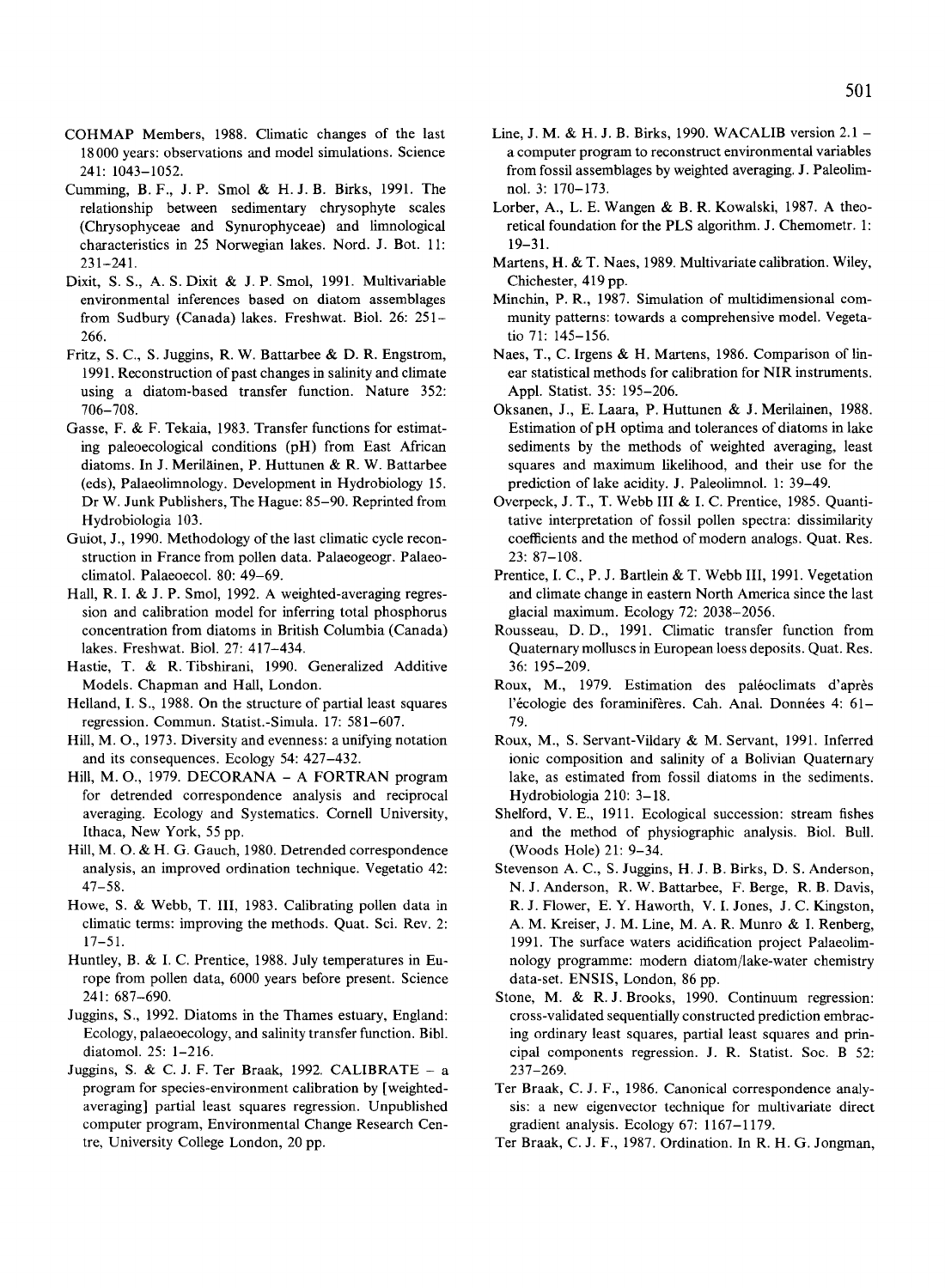COHMAP Members, 1988. Climatic changes of the last 18 000 years: observations and model simulations. Science 241: 1043–1052.

Cumming, B. F., J. P. Smol & H. J. B. Birks, 1991. The relationship between sedimentary chrysophyte scales (Chrysophyceae and Synurophyceae) and limnological characteristics in 25 Norwegian lakes. Nord. J. Bot. 11: 231–241.

Dixit, S. S., A. S. Dixit & J. P. Smol, 1991. Multivariable environmental inferences based on diatom assemblages from Sudbury (Canada) lakes. Freshwat. Biol. 26: 251–266.

Fritz, S. C., S. Juggins, R. W. Battarbee & D. R. Engstrom, 1991. Reconstruction of past changes in salinity and climate using a diatom-based transfer function. Nature 352: 706–708.

Gasse, F. & F. Tekaia, 1983. Transfer functions for estimating paleoecological conditions (pH) from East African diatoms. In J. Meriläinen, P. Huttunen & R. W. Battarbee (eds), Palaeolimnology. Development in Hydrobiology 15. Dr W. Junk Publishers, The Hague: 85–90. Reprinted from Hydrobiologia 103.

Guiot, J., 1990. Methodology of the last climatic cycle reconstruction in France from pollen data. Palaeogeogr. Palaeoclimatol. Palaeoecol. 80: 49–69.

Hall, R. I. & J. P. Smol, 1992. A weighted-averaging regression and calibration model for inferring total phosphorus concentration from diatoms in British Columbia (Canada) lakes. Freshwat. Biol. 27: 417–434.

Hastie, T. & R. Tibshirani, 1990. Generalized Additive Models. Chapman and Hall, London.

Helland, I. S., 1988. On the structure of partial least squares regression. Commun. Statist.-Simula. 17: 581–607.

Hill, M. O., 1973. Diversity and evenness: a unifying notation and its consequences. Ecology 54: 427–432.

Hill, M. O., 1979. DECORANA – A FORTRAN program for detrended correspondence analysis and reciprocal averaging. Ecology and Systematics. Cornell University, Ithaca, New York, 55 pp.

Hill, M. O. & H. G. Gauch, 1980. Detrended correspondence analysis, an improved ordination technique. Vegetatio 42: 47–58.

Howe, S. & Webb, T. III, 1983. Calibrating pollen data in climatic terms: improving the methods. Quat. Sci. Rev. 2: 17–51.

Huntley, B. & I. C. Prentice, 1988. July temperatures in Europe from pollen data, 6000 years before present. Science 241: 687–690.

Juggins, S., 1992. Diatoms in the Thames estuary, England: Ecology, palaeoecology, and salinity transfer function. Bibl. diatomol. 25: 1–216.

Juggins, S. & C. J. F. Ter Braak, 1992. CALIBRATE – a program for species-environment calibration by [weighted-averaging] partial least squares regression. Unpublished computer program, Environmental Change Research Centre, University College London, 20 pp.

Line, J. M. & H. J. B. Birks, 1990. WACALIB version 2.1 – a computer program to reconstruct environmental variables from fossil assemblages by weighted averaging. J. Paleolimnol. 3: 170–173.

Lorber, A., L. E. Wangen & B. R. Kowalski, 1987. A theoretical foundation for the PLS algorithm. J. Chemometr. 1: 19–31.

Martens, H. & T. Naes, 1989. Multivariate calibration. Wiley, Chichester, 419 pp.

Minchin, P. R., 1987. Simulation of multidimensional community patterns: towards a comprehensive model. Vegetatio 71: 145–156.

Naes, T., C. Irgens & H. Martens, 1986. Comparison of linear statistical methods for calibration for NIR instruments. Appl. Statist. 35: 195–206.

Oksanen, J., E. Laara, P. Huttunen & J. Merilainen, 1988. Estimation of pH optima and tolerances of diatoms in lake sediments by the methods of weighted averaging, least squares and maximum likelihood, and their use for the prediction of lake acidity. J. Paleolimnol. 1: 39–49.

Overpeck, J. T., T. Webb III & I. C. Prentice, 1985. Quantitative interpretation of fossil pollen spectra: dissimilarity coefficients and the method of modern analogs. Quat. Res. 23: 87–108.

Prentice, I. C., P. J. Bartlein & T. Webb III, 1991. Vegetation and climate change in eastern North America since the last glacial maximum. Ecology 72: 2038–2056.

Rousseau, D. D., 1991. Climatic transfer function from Quaternary molluscs in European loess deposits. Quat. Res. 36: 195–209.

Roux, M., 1979. Estimation des paléoclimats d'après l'écologie des foraminifères. Cah. Anal. Données 4: 61–79.

Roux, M., S. Servant-Vildary & M. Servant, 1991. Inferred ionic composition and salinity of a Bolivian Quaternary lake, as estimated from fossil diatoms in the sediments. Hydrobiologia 210: 3–18.

Shelford, V. E., 1911. Ecological succession: stream fishes and the method of physiographic analysis. Biol. Bull. (Woods Hole) 21: 9–34.

Stevenson A. C., S. Juggins, H. J. B. Birks, D. S. Anderson, N. J. Anderson, R. W. Battarbee, F. Berge, R. B. Davis, R. J. Flower, E. Y. Haworth, V. I. Jones, J. C. Kingston, A. M. Kreiser, J. M. Line, M. A. R. Munro & I. Renberg, 1991. The surface waters acidification project Palaeolimnology programme: modern diatom/lake-water chemistry data-set. ENSIS, London, 86 pp.

Stone, M. & R. J. Brooks, 1990. Continuum regression: cross-validated sequentially constructed prediction embracing ordinary least squares, partial least squares and principal components regression. J. R. Statist. Soc. B 52: 237–269.

Ter Braak, C. J. F., 1986. Canonical correspondence analysis: a new eigenvector technique for multivariate direct gradient analysis. Ecology 67: 1167–1179.

Ter Braak, C. J. F., 1987. Ordination. In R. H. G. Jongman,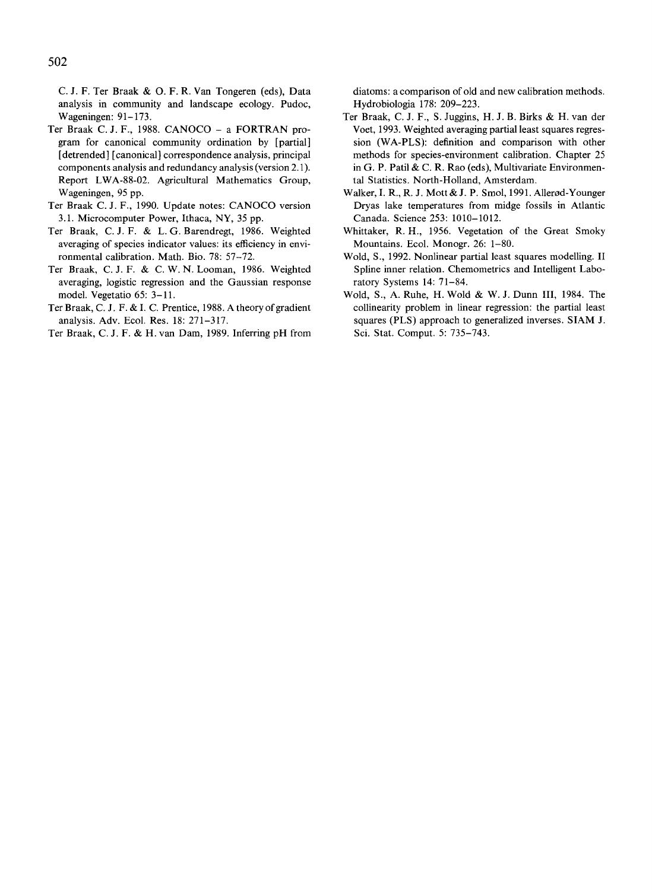C. J. F. Ter Braak & O. F. R. Van Tongeren (eds), Data analysis in community and landscape ecology. Pudoc, Wageningen: 91–173.

Ter Braak C. J. F., 1988. CANOCO – a FORTRAN program for canonical community ordination by [partial] [detrended] [canonical] correspondence analysis, principal components analysis and redundancy analysis (version 2.1). Report LWA-88-02. Agricultural Mathematics Group, Wageningen, 95 pp.

Ter Braak C. J. F., 1990. Update notes: CANOCO version 3.1. Microcomputer Power, Ithaca, NY, 35 pp.

Ter Braak, C. J. F. & L. G. Barendregt, 1986. Weighted averaging of species indicator values: its efficiency in environmental calibration. Math. Bio. 78: 57–72.

Ter Braak, C. J. F. & C. W. N. Looman, 1986. Weighted averaging, logistic regression and the Gaussian response model. Vegetatio 65: 3–11.

Ter Braak, C. J. F. & I. C. Prentice, 1988. A theory of gradient analysis. Adv. Ecol. Res. 18: 271–317.

Ter Braak, C. J. F. & H. van Dam, 1989. Inferring pH from diatoms: a comparison of old and new calibration methods. Hydrobiologia 178: 209–223.

Ter Braak, C. J. F., S. Juggins, H. J. B. Birks & H. van der Voet, 1993. Weighted averaging partial least squares regression (WA-PLS): definition and comparison with other methods for species-environment calibration. Chapter 25 in G. P. Patil & C. R. Rao (eds), Multivariate Environmental Statistics. North-Holland, Amsterdam.

Walker, I. R., R. J. Mott & J. P. Smol, 1991. Allerød-Younger Dryas lake temperatures from midge fossils in Atlantic Canada. Science 253: 1010–1012.

Whittaker, R. H., 1956. Vegetation of the Great Smoky Mountains. Ecol. Monogr. 26: 1–80.

Wold, S., 1992. Nonlinear partial least squares modelling. II Spline inner relation. Chemometrics and Intelligent Laboratory Systems 14: 71–84.

Wold, S., A. Ruhe, H. Wold & W. J. Dunn III, 1984. The collinearity problem in linear regression: the partial least squares (PLS) approach to generalized inverses. SIAM J. Sci. Stat. Comput. 5: 735–743.